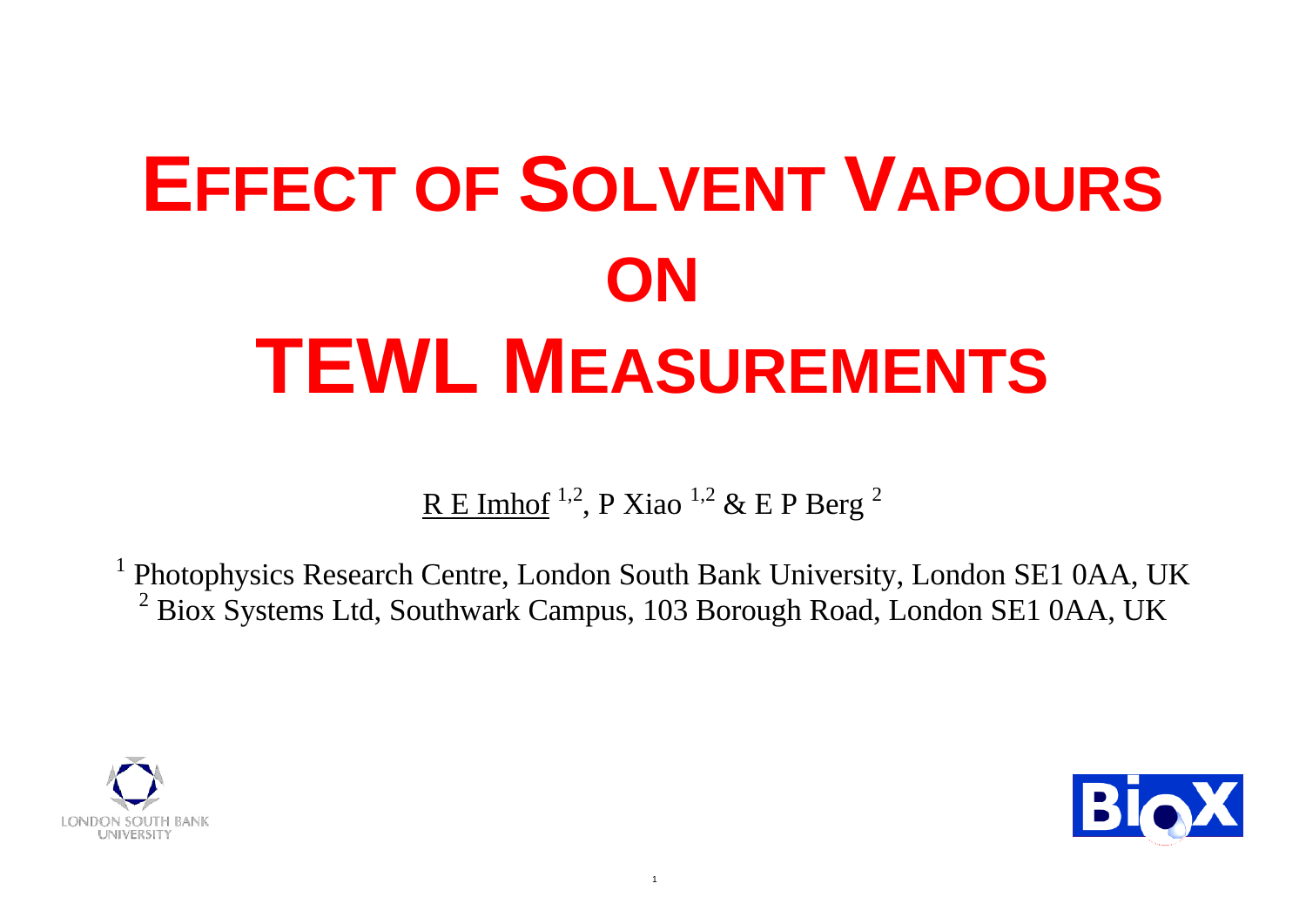# EFFECT OF SOLVENT VAPOURS ON TEWL MEASUREMENTS

R E Imhof [1,2], P Xiao [1,2] & E P Berg [2]

[1] Photophysics Research Centre, London South Bank University, London SE1 0AA, UK
[2] Biox Systems Ltd, Southwark Campus, 103 Borough Road, London SE1 0AA, UK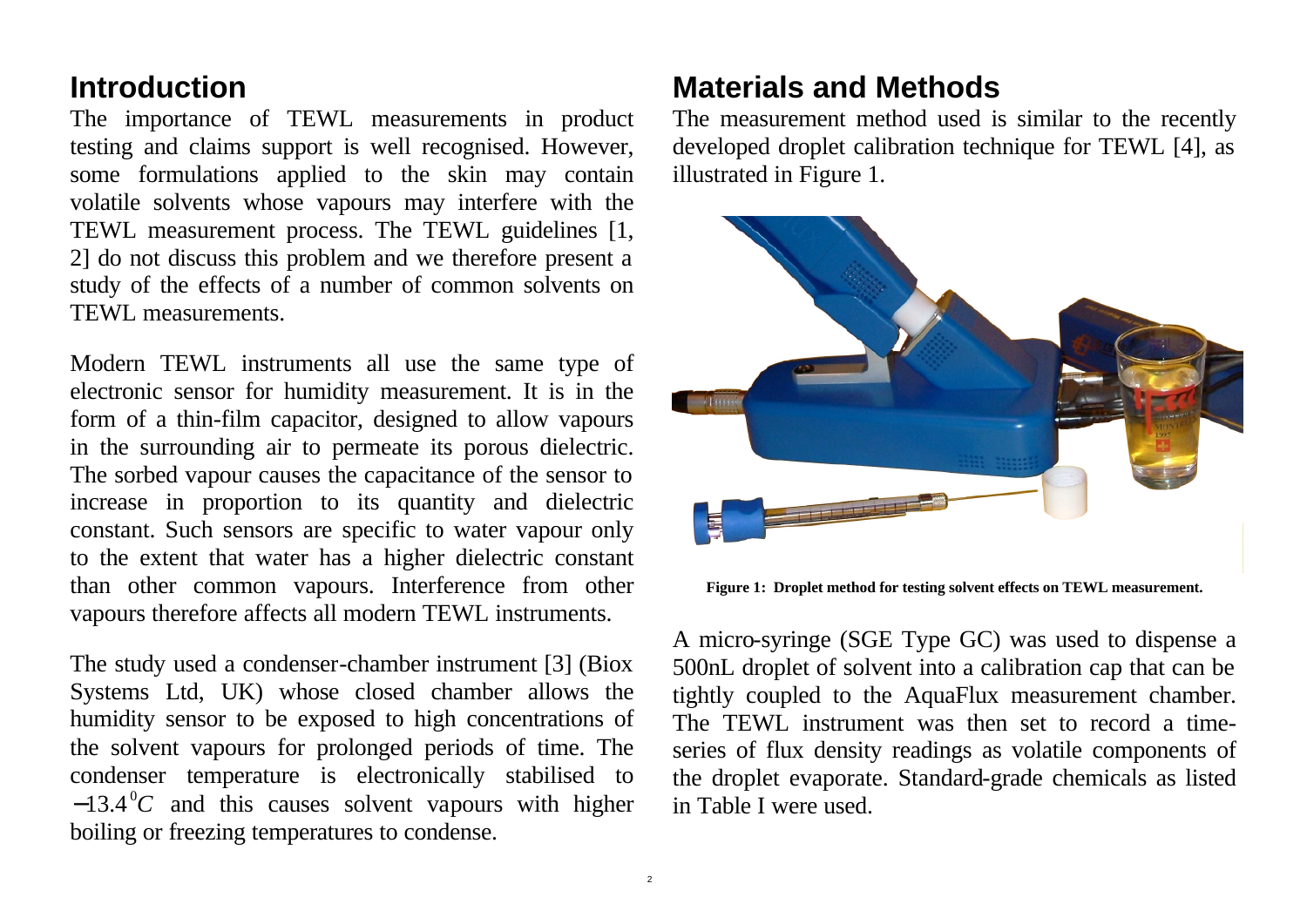## Introduction

The importance of TEWL measurements in product testing and claims support is well recognised. However, some formulations applied to the skin may contain volatile solvents whose vapours may interfere with the TEWL measurement process. The TEWL guidelines [1, 2] do not discuss this problem and we therefore present a study of the effects of a number of common solvents on TEWL measurements.

Modern TEWL instruments all use the same type of electronic sensor for humidity measurement. It is in the form of a thin-film capacitor, designed to allow vapours in the surrounding air to permeate its porous dielectric. The sorbed vapour causes the capacitance of the sensor to increase in proportion to its quantity and dielectric constant. Such sensors are specific to water vapour only to the extent that water has a higher dielectric constant than other common vapours. Interference from other vapours therefore affects all modern TEWL instruments.

The study used a condenser-chamber instrument [3] (Biox Systems Ltd, UK) whose closed chamber allows the humidity sensor to be exposed to high concentrations of the solvent vapours for prolonged periods of time. The condenser temperature is electronically stabilised to $-13.4^{0}C$ and this causes solvent vapours with higher boiling or freezing temperatures to condense.

## Materials and Methods

The measurement method used is similar to the recently developed droplet calibration technique for TEWL [4], as illustrated in Figure 1.

**Figure 1: Droplet method for testing solvent effects on TEWL measurement.**

A micro-syringe (SGE Type GC) was used to dispense a 500nL droplet of solvent into a calibration cap that can be tightly coupled to the AquaFlux measurement chamber. The TEWL instrument was then set to record a time-series of flux density readings as volatile components of the droplet evaporate. Standard-grade chemicals as listed in Table I were used.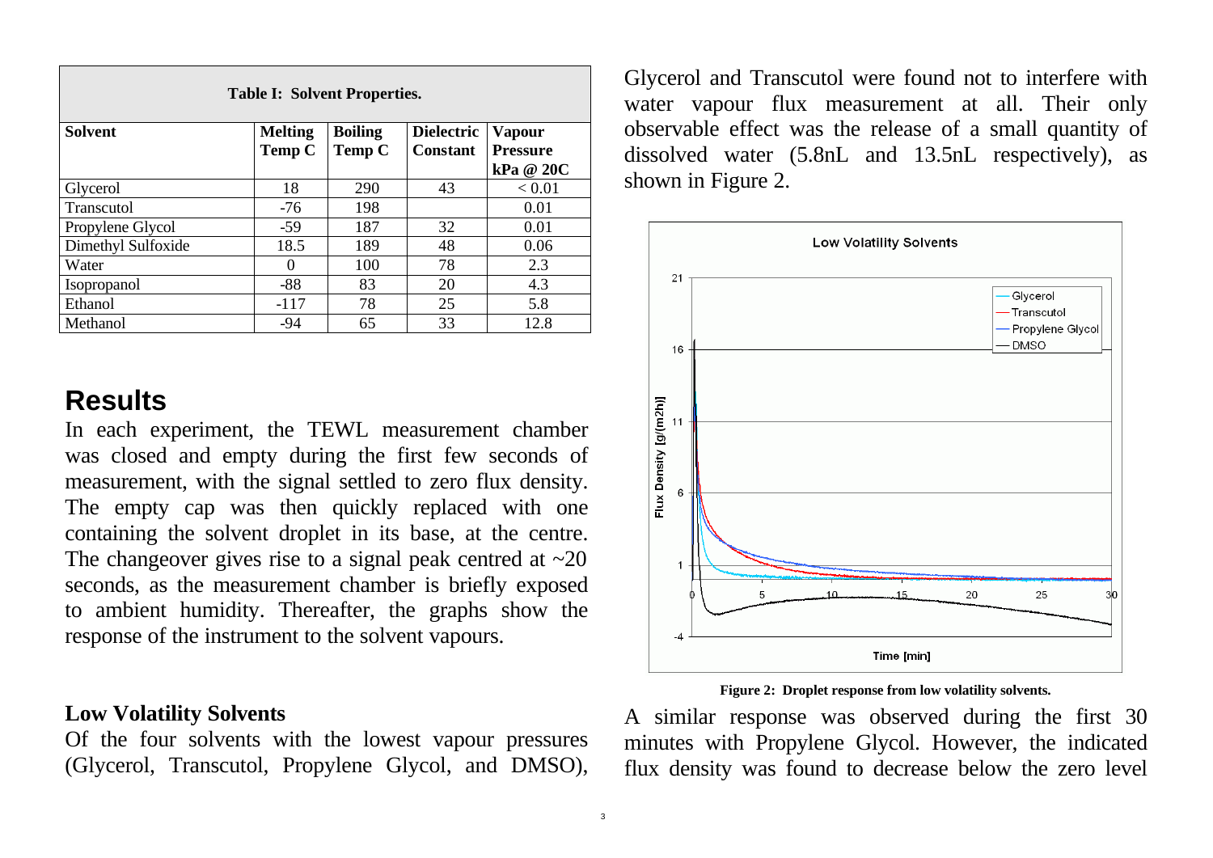| Table I: Solvent Properties. | | | | |
|---|---|---|---|---|
| **Solvent** | **Melting Temp C** | **Boiling Temp C** | **Dielectric Constant** | **Vapour Pressure kPa @ 20C** |
| Glycerol | 18 | 290 | 43 | < 0.01 |
| Transcutol | -76 | 198 | | 0.01 |
| Propylene Glycol | -59 | 187 | 32 | 0.01 |
| Dimethyl Sulfoxide | 18.5 | 189 | 48 | 0.06 |
| Water | 0 | 100 | 78 | 2.3 |
| Isopropanol | -88 | 83 | 20 | 4.3 |
| Ethanol | -117 | 78 | 25 | 5.8 |
| Methanol | -94 | 65 | 33 | 12.8 |

# Results

In each experiment, the TEWL measurement chamber was closed and empty during the first few seconds of measurement, with the signal settled to zero flux density. The empty cap was then quickly replaced with one containing the solvent droplet in its base, at the centre. The changeover gives rise to a signal peak centred at ~20 seconds, as the measurement chamber is briefly exposed to ambient humidity. Thereafter, the graphs show the response of the instrument to the solvent vapours.

### Low Volatility Solvents

Of the four solvents with the lowest vapour pressures (Glycerol, Transcutol, Propylene Glycol, and DMSO), Glycerol and Transcutol were found not to interfere with water vapour flux measurement at all. Their only observable effect was the release of a small quantity of dissolved water (5.8nL and 13.5nL respectively), as shown in Figure 2.

**Figure 2: Droplet response from low volatility solvents.**

A similar response was observed during the first 30 minutes with Propylene Glycol. However, the indicated flux density was found to decrease below the zero level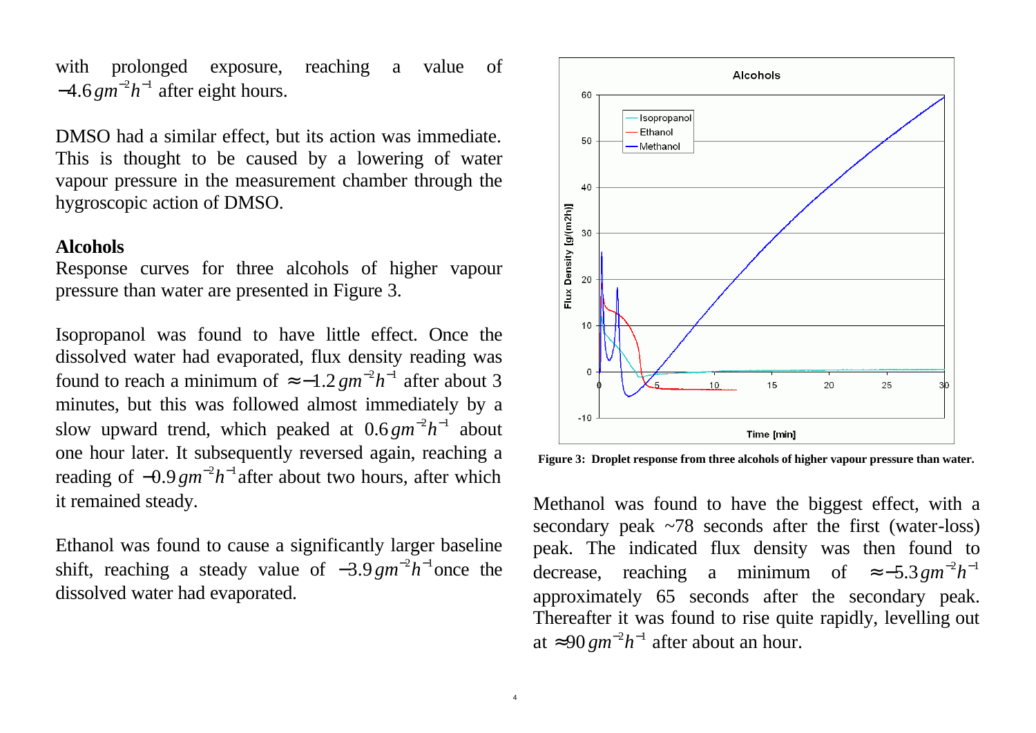with prolonged exposure, reaching a value of $-4.6\,gm^{-2}h^{-1}$ after eight hours.

DMSO had a similar effect, but its action was immediate. This is thought to be caused by a lowering of water vapour pressure in the measurement chamber through the hygroscopic action of DMSO.

**Alcohols**

Response curves for three alcohols of higher vapour pressure than water are presented in Figure 3.

Isopropanol was found to have little effect. Once the dissolved water had evaporated, flux density reading was found to reach a minimum of $\approx -1.2\,gm^{-2}h^{-1}$ after about 3 minutes, but this was followed almost immediately by a slow upward trend, which peaked at $0.6\,gm^{-2}h^{-1}$ about one hour later. It subsequently reversed again, reaching a reading of $-0.9\,gm^{-2}h^{-1}$ after about two hours, after which it remained steady.

Ethanol was found to cause a significantly larger baseline shift, reaching a steady value of $-3.9\,gm^{-2}h^{-1}$ once the dissolved water had evaporated.

**Figure 3: Droplet response from three alcohols of higher vapour pressure than water.**

Methanol was found to have the biggest effect, with a secondary peak ~78 seconds after the first (water-loss) peak. The indicated flux density was then found to decrease, reaching a minimum of $\approx -5.3\,gm^{-2}h^{-1}$ approximately 65 seconds after the secondary peak. Thereafter it was found to rise quite rapidly, levelling out at $\approx 90\,gm^{-2}h^{-1}$ after about an hour.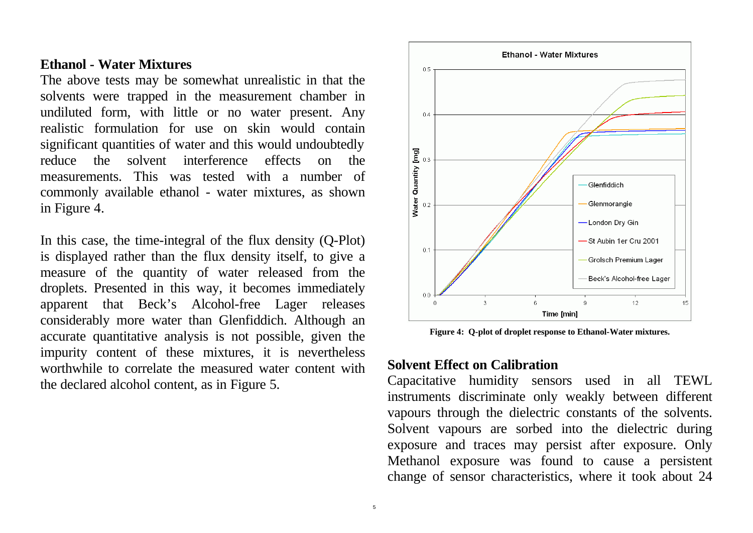## Ethanol - Water Mixtures

The above tests may be somewhat unrealistic in that the solvents were trapped in the measurement chamber in undiluted form, with little or no water present. Any realistic formulation for use on skin would contain significant quantities of water and this would undoubtedly reduce the solvent interference effects on the measurements. This was tested with a number of commonly available ethanol - water mixtures, as shown in Figure 4.

In this case, the time-integral of the flux density (Q-Plot) is displayed rather than the flux density itself, to give a measure of the quantity of water released from the droplets. Presented in this way, it becomes immediately apparent that Beck's Alcohol-free Lager releases considerably more water than Glenfiddich. Although an accurate quantitative analysis is not possible, given the impurity content of these mixtures, it is nevertheless worthwhile to correlate the measured water content with the declared alcohol content, as in Figure 5.

**Figure 4: Q-plot of droplet response to Ethanol-Water mixtures.**

## Solvent Effect on Calibration

Capacitative humidity sensors used in all TEWL instruments discriminate only weakly between different vapours through the dielectric constants of the solvents. Solvent vapours are sorbed into the dielectric during exposure and traces may persist after exposure. Only Methanol exposure was found to cause a persistent change of sensor characteristics, where it took about 24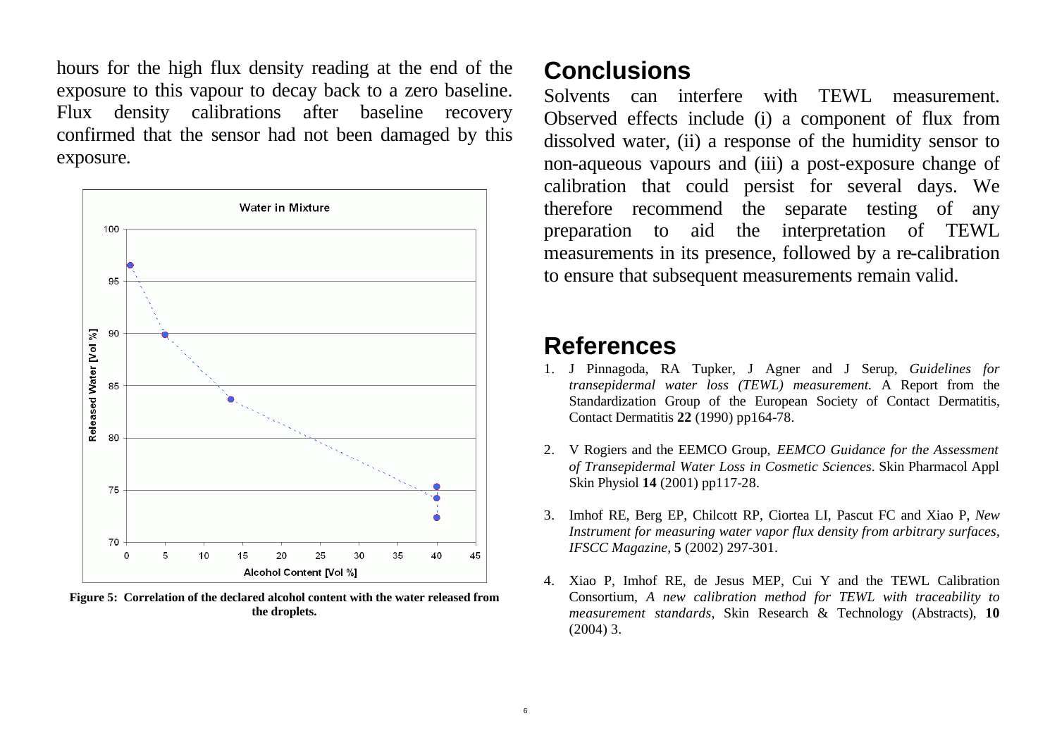hours for the high flux density reading at the end of the exposure to this vapour to decay back to a zero baseline. Flux density calibrations after baseline recovery confirmed that the sensor had not been damaged by this exposure.

Water in Mixture

Released Water [Vol %]

100
95
90
85
80
75
70

Alcohol Content [Vol %]

0 5 10 15 20 25 30 35 40 45

**Figure 5: Correlation of the declared alcohol content with the water released from the droplets.**

## Conclusions

Solvents can interfere with TEWL measurement. Observed effects include (i) a component of flux from dissolved water, (ii) a response of the humidity sensor to non-aqueous vapours and (iii) a post-exposure change of calibration that could persist for several days. We therefore recommend the separate testing of any preparation to aid the interpretation of TEWL measurements in its presence, followed by a re-calibration to ensure that subsequent measurements remain valid.

## References

1. J Pinnagoda, RA Tupker, J Agner and J Serup, *Guidelines for transepidermal water loss (TEWL) measurement.* A Report from the Standardization Group of the European Society of Contact Dermatitis, Contact Dermatitis **22** (1990) pp164-78.

2. V Rogiers and the EEMCO Group, *EEMCO Guidance for the Assessment of Transepidermal Water Loss in Cosmetic Sciences*. Skin Pharmacol Appl Skin Physiol **14** (2001) pp117-28.

3. Imhof RE, Berg EP, Chilcott RP, Ciortea LI, Pascut FC and Xiao P, *New Instrument for measuring water vapor flux density from arbitrary surfaces*, *IFSCC Magazine*, **5** (2002) 297-301.

4. Xiao P, Imhof RE, de Jesus MEP, Cui Y and the TEWL Calibration Consortium, *A new calibration method for TEWL with traceability to measurement standards*, Skin Research & Technology (Abstracts), **10** (2004) 3.